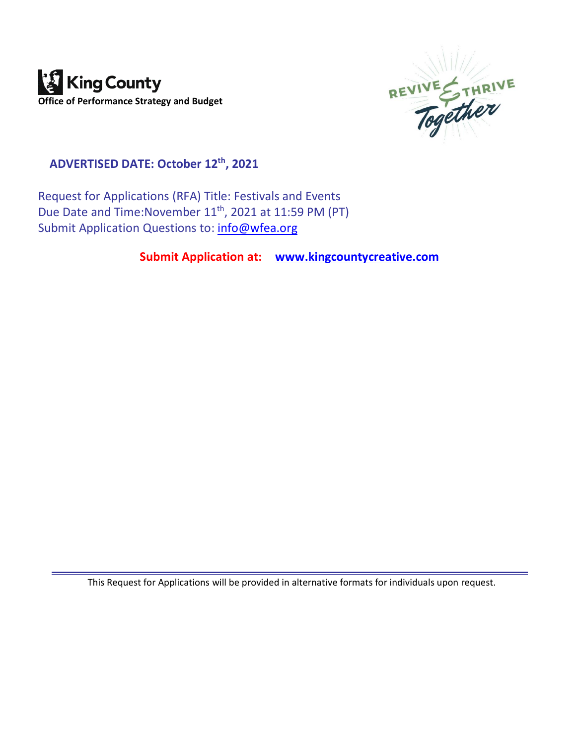**King County**
**Office of Performance Strategy and Budget**

REVIVE & THRIVE Together

## ADVERTISED DATE: October 12th, 2021

Request for Applications (RFA) Title: Festivals and Events
Due Date and Time: November 11th, 2021 at 11:59 PM (PT)
Submit Application Questions to: info@wfea.org

**Submit Application at: www.kingcountycreative.com**

---

This Request for Applications will be provided in alternative formats for individuals upon request.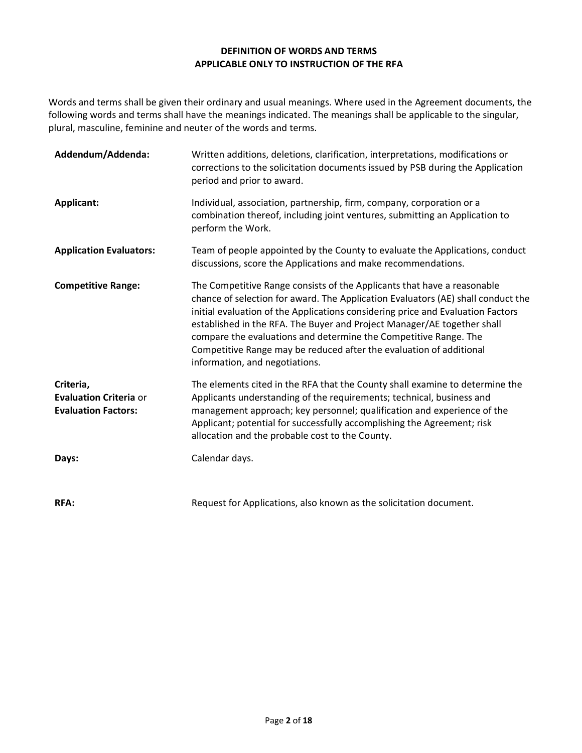## DEFINITION OF WORDS AND TERMS
## APPLICABLE ONLY TO INSTRUCTION OF THE RFA

Words and terms shall be given their ordinary and usual meanings. Where used in the Agreement documents, the following words and terms shall have the meanings indicated. The meanings shall be applicable to the singular, plural, masculine, feminine and neuter of the words and terms.

**Addendum/Addenda:** Written additions, deletions, clarification, interpretations, modifications or corrections to the solicitation documents issued by PSB during the Application period and prior to award.

**Applicant:** Individual, association, partnership, firm, company, corporation or a combination thereof, including joint ventures, submitting an Application to perform the Work.

**Application Evaluators:** Team of people appointed by the County to evaluate the Applications, conduct discussions, score the Applications and make recommendations.

**Competitive Range:** The Competitive Range consists of the Applicants that have a reasonable chance of selection for award. The Application Evaluators (AE) shall conduct the initial evaluation of the Applications considering price and Evaluation Factors established in the RFA. The Buyer and Project Manager/AE together shall compare the evaluations and determine the Competitive Range. The Competitive Range may be reduced after the evaluation of additional information, and negotiations.

**Criteria, Evaluation Criteria** or **Evaluation Factors:** The elements cited in the RFA that the County shall examine to determine the Applicants understanding of the requirements; technical, business and management approach; key personnel; qualification and experience of the Applicant; potential for successfully accomplishing the Agreement; risk allocation and the probable cost to the County.

**Days:** Calendar days.

**RFA:** Request for Applications, also known as the solicitation document.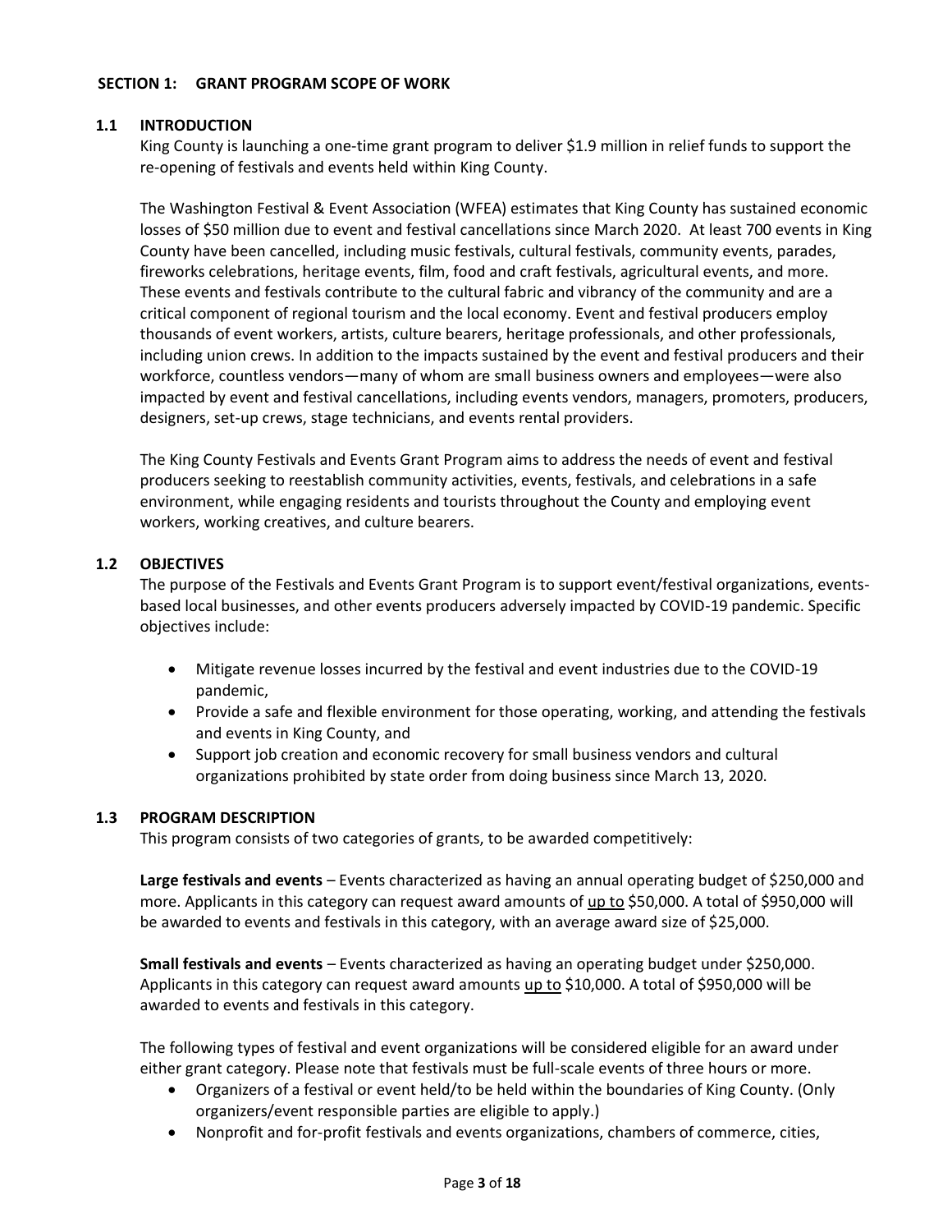## SECTION 1: GRANT PROGRAM SCOPE OF WORK

### 1.1 INTRODUCTION

King County is launching a one-time grant program to deliver $1.9 million in relief funds to support the re-opening of festivals and events held within King County.

The Washington Festival & Event Association (WFEA) estimates that King County has sustained economic losses of $50 million due to event and festival cancellations since March 2020. At least 700 events in King County have been cancelled, including music festivals, cultural festivals, community events, parades, fireworks celebrations, heritage events, film, food and craft festivals, agricultural events, and more. These events and festivals contribute to the cultural fabric and vibrancy of the community and are a critical component of regional tourism and the local economy. Event and festival producers employ thousands of event workers, artists, culture bearers, heritage professionals, and other professionals, including union crews. In addition to the impacts sustained by the event and festival producers and their workforce, countless vendors—many of whom are small business owners and employees—were also impacted by event and festival cancellations, including events vendors, managers, promoters, producers, designers, set-up crews, stage technicians, and events rental providers.

The King County Festivals and Events Grant Program aims to address the needs of event and festival producers seeking to reestablish community activities, events, festivals, and celebrations in a safe environment, while engaging residents and tourists throughout the County and employing event workers, working creatives, and culture bearers.

### 1.2 OBJECTIVES

The purpose of the Festivals and Events Grant Program is to support event/festival organizations, events-based local businesses, and other events producers adversely impacted by COVID-19 pandemic. Specific objectives include:

- Mitigate revenue losses incurred by the festival and event industries due to the COVID-19 pandemic,
- Provide a safe and flexible environment for those operating, working, and attending the festivals and events in King County, and
- Support job creation and economic recovery for small business vendors and cultural organizations prohibited by state order from doing business since March 13, 2020.

### 1.3 PROGRAM DESCRIPTION

This program consists of two categories of grants, to be awarded competitively:

**Large festivals and events** – Events characterized as having an annual operating budget of $250,000 and more. Applicants in this category can request award amounts of up to $50,000. A total of $950,000 will be awarded to events and festivals in this category, with an average award size of $25,000.

**Small festivals and events** – Events characterized as having an operating budget under $250,000. Applicants in this category can request award amounts up to $10,000. A total of $950,000 will be awarded to events and festivals in this category.

The following types of festival and event organizations will be considered eligible for an award under either grant category. Please note that festivals must be full-scale events of three hours or more.

- Organizers of a festival or event held/to be held within the boundaries of King County. (Only organizers/event responsible parties are eligible to apply.)
- Nonprofit and for-profit festivals and events organizations, chambers of commerce, cities,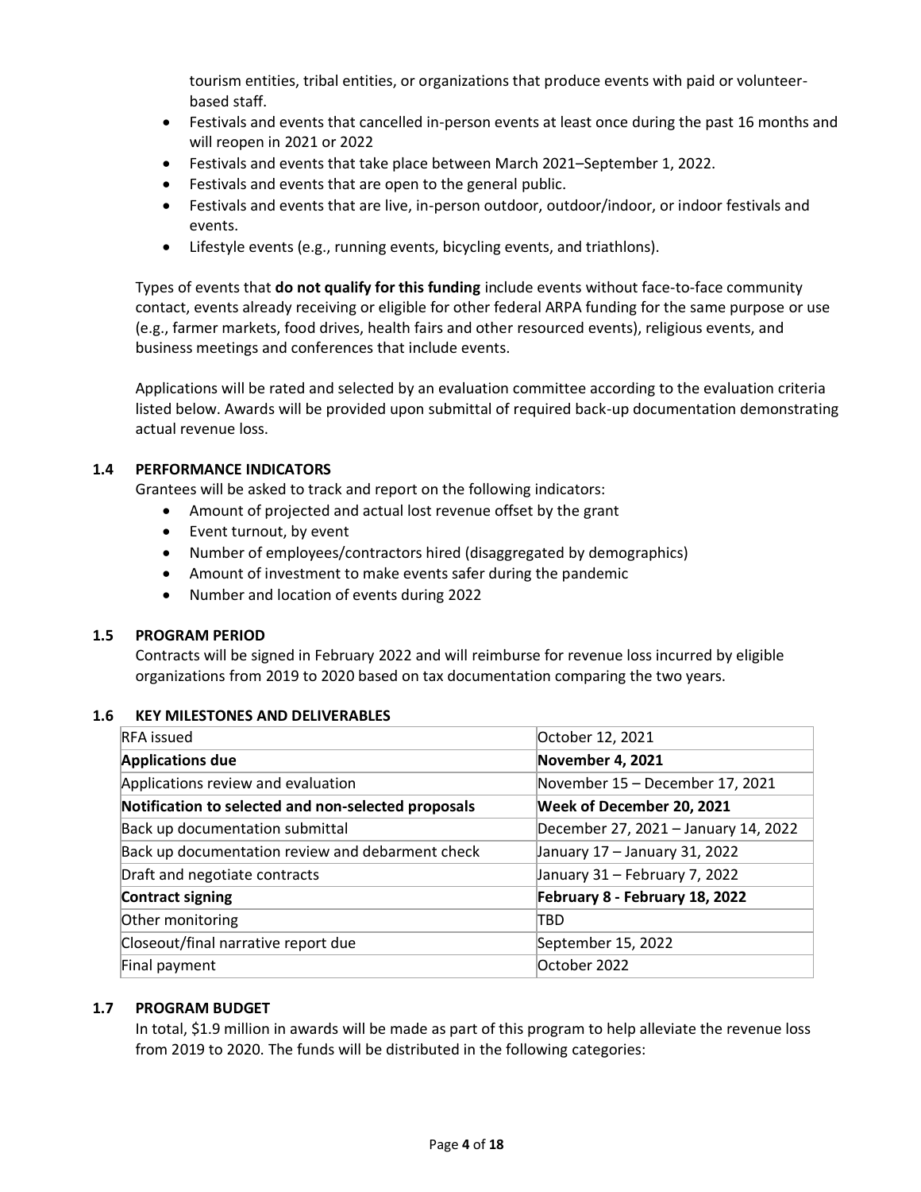tourism entities, tribal entities, or organizations that produce events with paid or volunteer-based staff.

- Festivals and events that cancelled in-person events at least once during the past 16 months and will reopen in 2021 or 2022
- Festivals and events that take place between March 2021–September 1, 2022.
- Festivals and events that are open to the general public.
- Festivals and events that are live, in-person outdoor, outdoor/indoor, or indoor festivals and events.
- Lifestyle events (e.g., running events, bicycling events, and triathlons).

Types of events that **do not qualify for this funding** include events without face-to-face community contact, events already receiving or eligible for other federal ARPA funding for the same purpose or use (e.g., farmer markets, food drives, health fairs and other resourced events), religious events, and business meetings and conferences that include events.

Applications will be rated and selected by an evaluation committee according to the evaluation criteria listed below. Awards will be provided upon submittal of required back-up documentation demonstrating actual revenue loss.

### 1.4 PERFORMANCE INDICATORS

Grantees will be asked to track and report on the following indicators:

- Amount of projected and actual lost revenue offset by the grant
- Event turnout, by event
- Number of employees/contractors hired (disaggregated by demographics)
- Amount of investment to make events safer during the pandemic
- Number and location of events during 2022

### 1.5 PROGRAM PERIOD

Contracts will be signed in February 2022 and will reimburse for revenue loss incurred by eligible organizations from 2019 to 2020 based on tax documentation comparing the two years.

### 1.6 KEY MILESTONES AND DELIVERABLES

| RFA issued | October 12, 2021 |
|---|---|
| **Applications due** | **November 4, 2021** |
| Applications review and evaluation | November 15 – December 17, 2021 |
| **Notification to selected and non-selected proposals** | **Week of December 20, 2021** |
| Back up documentation submittal | December 27, 2021 – January 14, 2022 |
| Back up documentation review and debarment check | January 17 – January 31, 2022 |
| Draft and negotiate contracts | January 31 – February 7, 2022 |
| **Contract signing** | **February 8 - February 18, 2022** |
| Other monitoring | TBD |
| Closeout/final narrative report due | September 15, 2022 |
| Final payment | October 2022 |

### 1.7 PROGRAM BUDGET

In total, $1.9 million in awards will be made as part of this program to help alleviate the revenue loss from 2019 to 2020. The funds will be distributed in the following categories: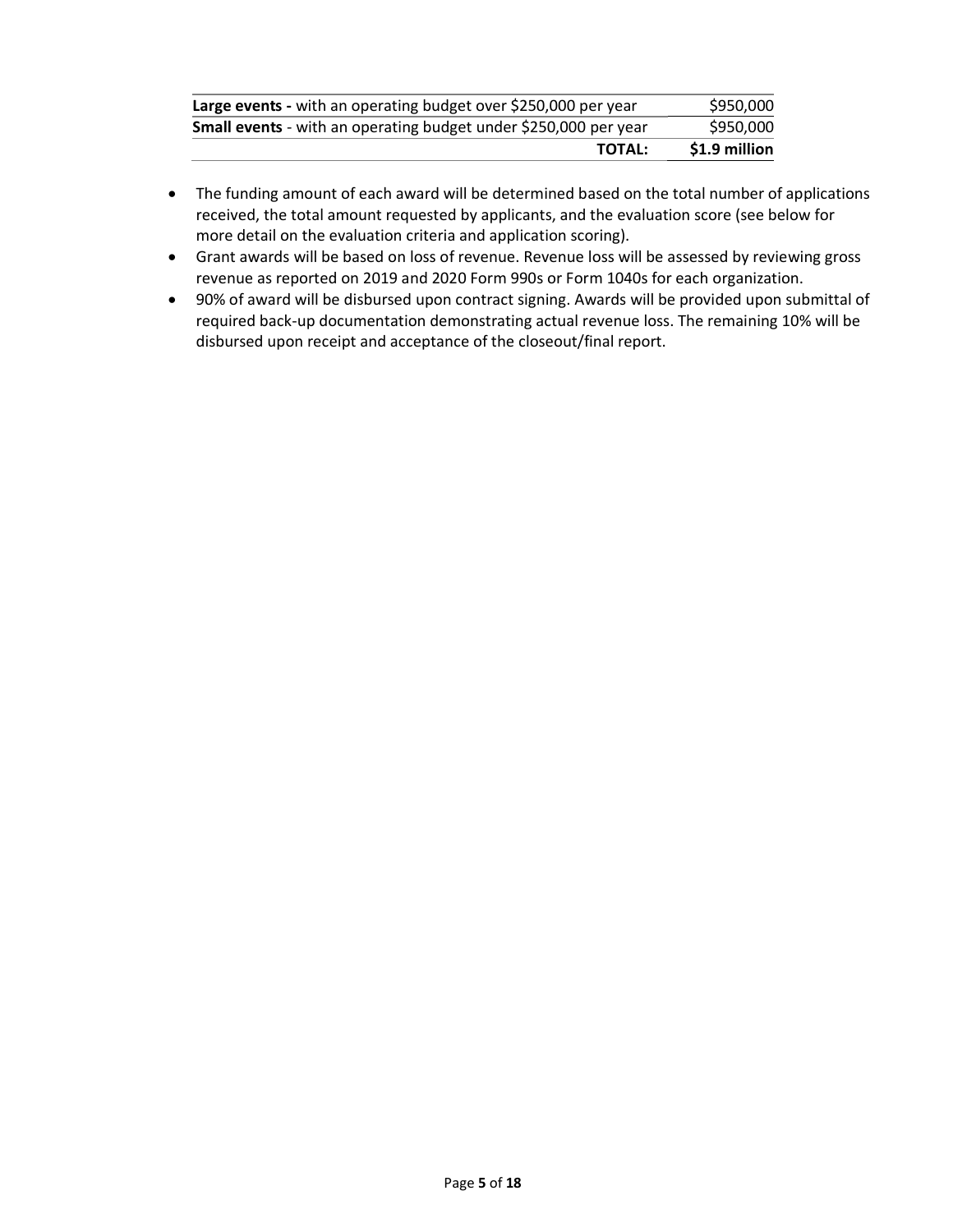| | |
|---|---|
| **Large events -** with an operating budget over $250,000 per year | $950,000 |
| **Small events** - with an operating budget under $250,000 per year | $950,000 |
| **TOTAL:** | **$1.9 million** |

- The funding amount of each award will be determined based on the total number of applications received, the total amount requested by applicants, and the evaluation score (see below for more detail on the evaluation criteria and application scoring).
- Grant awards will be based on loss of revenue. Revenue loss will be assessed by reviewing gross revenue as reported on 2019 and 2020 Form 990s or Form 1040s for each organization.
- 90% of award will be disbursed upon contract signing. Awards will be provided upon submittal of required back-up documentation demonstrating actual revenue loss. The remaining 10% will be disbursed upon receipt and acceptance of the closeout/final report.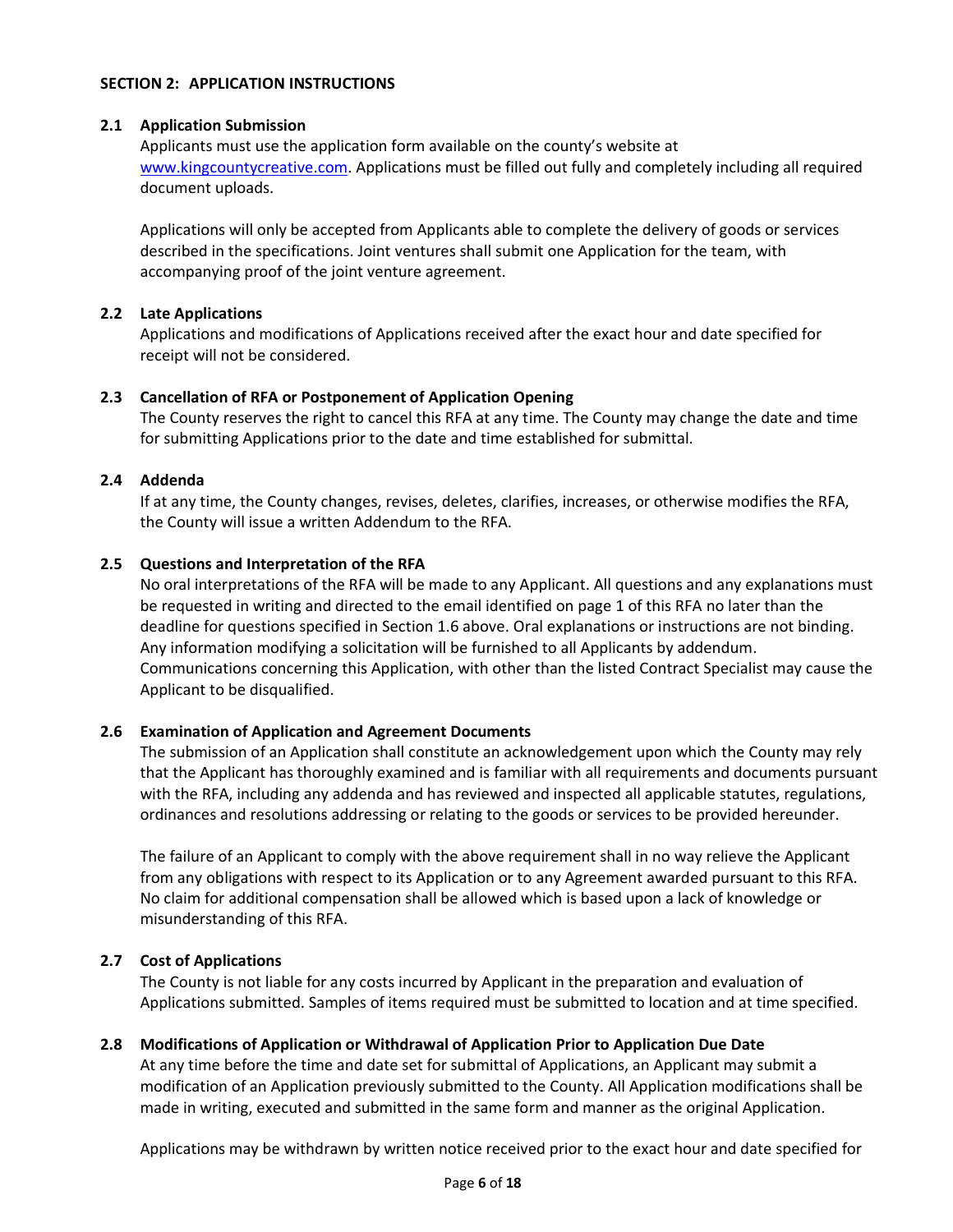## SECTION 2: APPLICATION INSTRUCTIONS

### 2.1 Application Submission

Applicants must use the application form available on the county's website at [www.kingcountycreative.com](www.kingcountycreative.com). Applications must be filled out fully and completely including all required document uploads.

Applications will only be accepted from Applicants able to complete the delivery of goods or services described in the specifications. Joint ventures shall submit one Application for the team, with accompanying proof of the joint venture agreement.

### 2.2 Late Applications

Applications and modifications of Applications received after the exact hour and date specified for receipt will not be considered.

### 2.3 Cancellation of RFA or Postponement of Application Opening

The County reserves the right to cancel this RFA at any time. The County may change the date and time for submitting Applications prior to the date and time established for submittal.

### 2.4 Addenda

If at any time, the County changes, revises, deletes, clarifies, increases, or otherwise modifies the RFA, the County will issue a written Addendum to the RFA.

### 2.5 Questions and Interpretation of the RFA

No oral interpretations of the RFA will be made to any Applicant. All questions and any explanations must be requested in writing and directed to the email identified on page 1 of this RFA no later than the deadline for questions specified in Section 1.6 above. Oral explanations or instructions are not binding. Any information modifying a solicitation will be furnished to all Applicants by addendum. Communications concerning this Application, with other than the listed Contract Specialist may cause the Applicant to be disqualified.

### 2.6 Examination of Application and Agreement Documents

The submission of an Application shall constitute an acknowledgement upon which the County may rely that the Applicant has thoroughly examined and is familiar with all requirements and documents pursuant with the RFA, including any addenda and has reviewed and inspected all applicable statutes, regulations, ordinances and resolutions addressing or relating to the goods or services to be provided hereunder.

The failure of an Applicant to comply with the above requirement shall in no way relieve the Applicant from any obligations with respect to its Application or to any Agreement awarded pursuant to this RFA. No claim for additional compensation shall be allowed which is based upon a lack of knowledge or misunderstanding of this RFA.

### 2.7 Cost of Applications

The County is not liable for any costs incurred by Applicant in the preparation and evaluation of Applications submitted. Samples of items required must be submitted to location and at time specified.

### 2.8 Modifications of Application or Withdrawal of Application Prior to Application Due Date

At any time before the time and date set for submittal of Applications, an Applicant may submit a modification of an Application previously submitted to the County. All Application modifications shall be made in writing, executed and submitted in the same form and manner as the original Application.

Applications may be withdrawn by written notice received prior to the exact hour and date specified for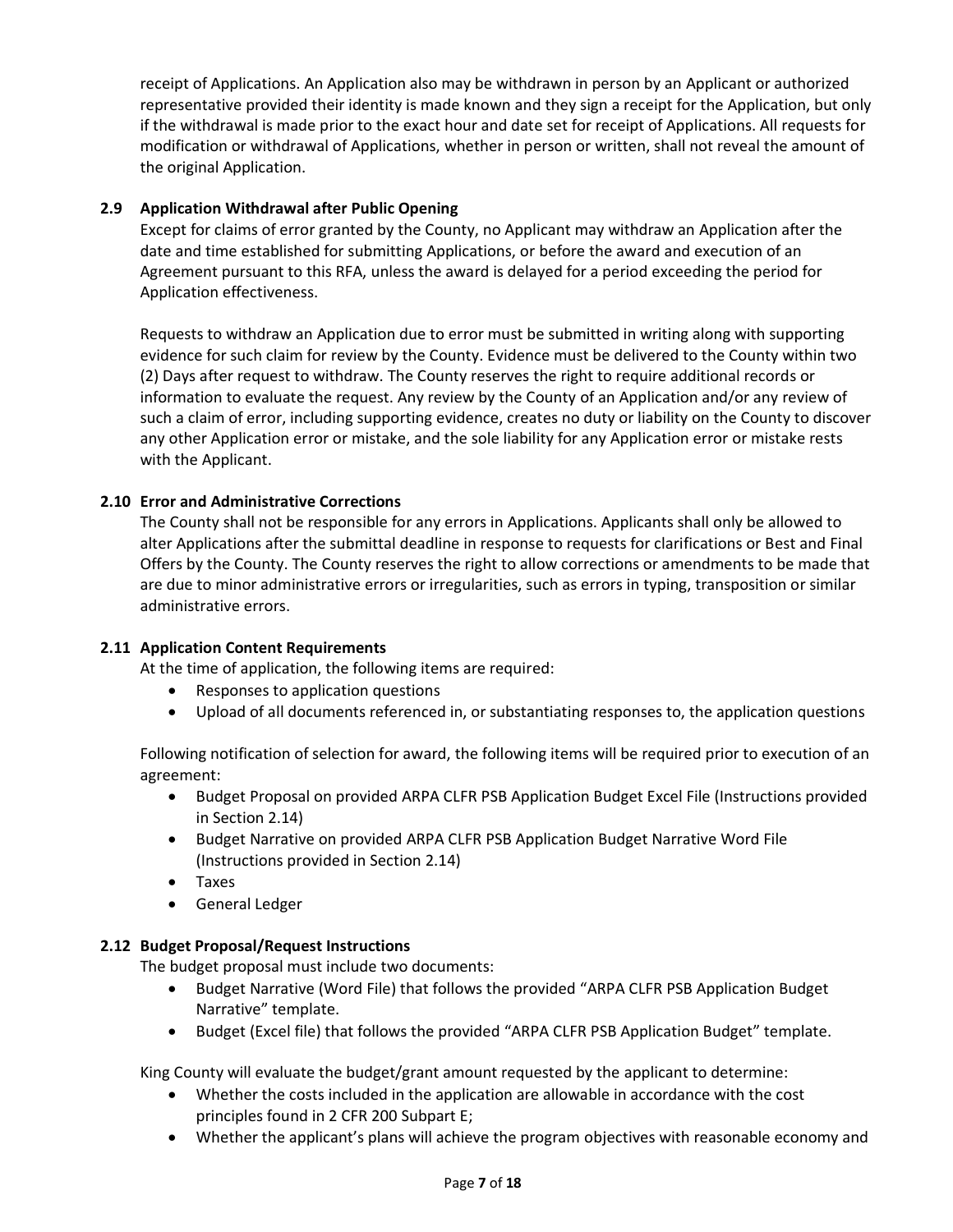receipt of Applications. An Application also may be withdrawn in person by an Applicant or authorized representative provided their identity is made known and they sign a receipt for the Application, but only if the withdrawal is made prior to the exact hour and date set for receipt of Applications. All requests for modification or withdrawal of Applications, whether in person or written, shall not reveal the amount of the original Application.

### 2.9 Application Withdrawal after Public Opening

Except for claims of error granted by the County, no Applicant may withdraw an Application after the date and time established for submitting Applications, or before the award and execution of an Agreement pursuant to this RFA, unless the award is delayed for a period exceeding the period for Application effectiveness.

Requests to withdraw an Application due to error must be submitted in writing along with supporting evidence for such claim for review by the County. Evidence must be delivered to the County within two (2) Days after request to withdraw. The County reserves the right to require additional records or information to evaluate the request. Any review by the County of an Application and/or any review of such a claim of error, including supporting evidence, creates no duty or liability on the County to discover any other Application error or mistake, and the sole liability for any Application error or mistake rests with the Applicant.

### 2.10 Error and Administrative Corrections

The County shall not be responsible for any errors in Applications. Applicants shall only be allowed to alter Applications after the submittal deadline in response to requests for clarifications or Best and Final Offers by the County. The County reserves the right to allow corrections or amendments to be made that are due to minor administrative errors or irregularities, such as errors in typing, transposition or similar administrative errors.

### 2.11 Application Content Requirements

At the time of application, the following items are required:

- Responses to application questions
- Upload of all documents referenced in, or substantiating responses to, the application questions

Following notification of selection for award, the following items will be required prior to execution of an agreement:

- Budget Proposal on provided ARPA CLFR PSB Application Budget Excel File (Instructions provided in Section 2.14)
- Budget Narrative on provided ARPA CLFR PSB Application Budget Narrative Word File (Instructions provided in Section 2.14)
- Taxes
- General Ledger

### 2.12 Budget Proposal/Request Instructions

The budget proposal must include two documents:

- Budget Narrative (Word File) that follows the provided "ARPA CLFR PSB Application Budget Narrative" template.
- Budget (Excel file) that follows the provided "ARPA CLFR PSB Application Budget" template.

King County will evaluate the budget/grant amount requested by the applicant to determine:

- Whether the costs included in the application are allowable in accordance with the cost principles found in 2 CFR 200 Subpart E;
- Whether the applicant's plans will achieve the program objectives with reasonable economy and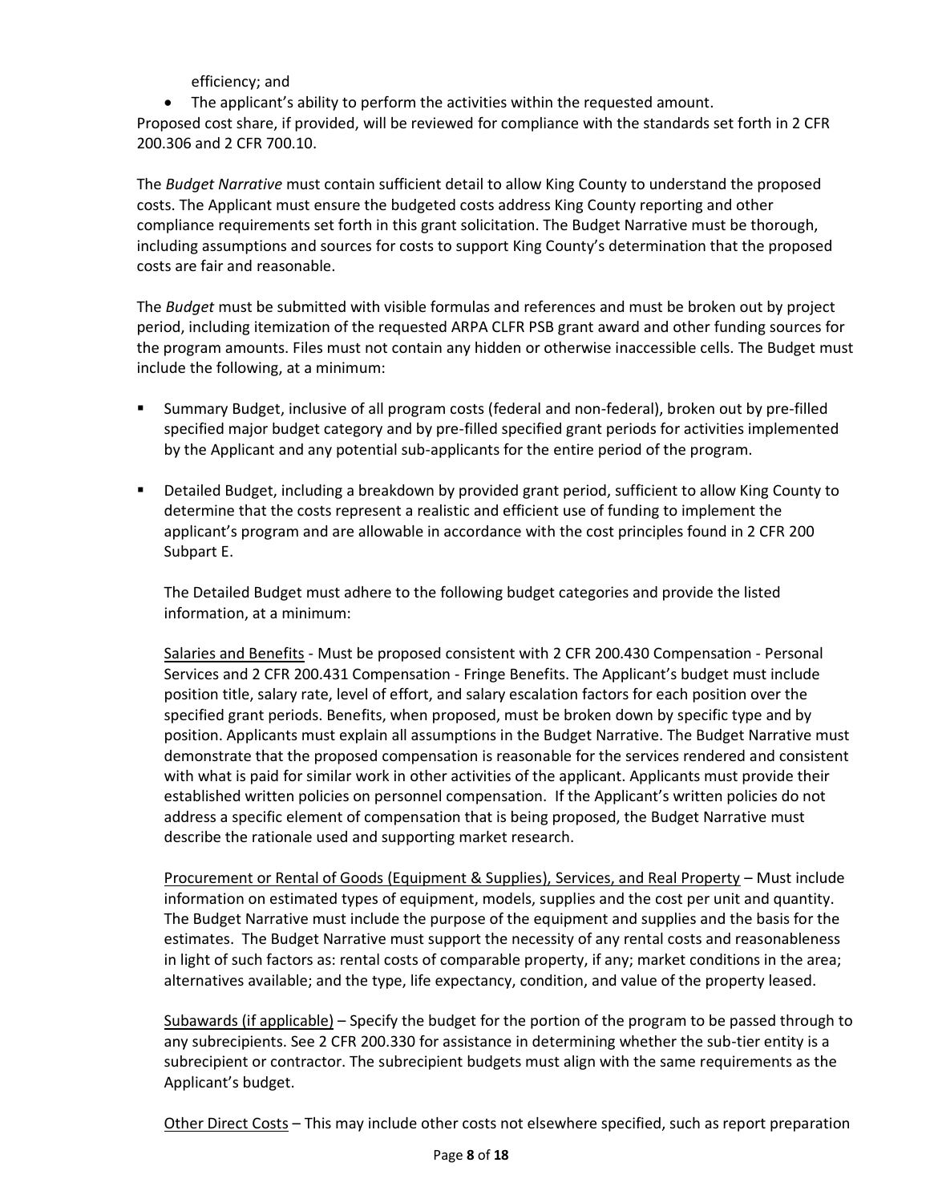efficiency; and

- The applicant's ability to perform the activities within the requested amount.

Proposed cost share, if provided, will be reviewed for compliance with the standards set forth in 2 CFR 200.306 and 2 CFR 700.10.

The *Budget Narrative* must contain sufficient detail to allow King County to understand the proposed costs. The Applicant must ensure the budgeted costs address King County reporting and other compliance requirements set forth in this grant solicitation. The Budget Narrative must be thorough, including assumptions and sources for costs to support King County's determination that the proposed costs are fair and reasonable.

The *Budget* must be submitted with visible formulas and references and must be broken out by project period, including itemization of the requested ARPA CLFR PSB grant award and other funding sources for the program amounts. Files must not contain any hidden or otherwise inaccessible cells. The Budget must include the following, at a minimum:

- Summary Budget, inclusive of all program costs (federal and non-federal), broken out by pre-filled specified major budget category and by pre-filled specified grant periods for activities implemented by the Applicant and any potential sub-applicants for the entire period of the program.

- Detailed Budget, including a breakdown by provided grant period, sufficient to allow King County to determine that the costs represent a realistic and efficient use of funding to implement the applicant's program and are allowable in accordance with the cost principles found in 2 CFR 200 Subpart E.

  The Detailed Budget must adhere to the following budget categories and provide the listed information, at a minimum:

  <u>Salaries and Benefits</u> - Must be proposed consistent with 2 CFR 200.430 Compensation - Personal Services and 2 CFR 200.431 Compensation - Fringe Benefits. The Applicant's budget must include position title, salary rate, level of effort, and salary escalation factors for each position over the specified grant periods. Benefits, when proposed, must be broken down by specific type and by position. Applicants must explain all assumptions in the Budget Narrative. The Budget Narrative must demonstrate that the proposed compensation is reasonable for the services rendered and consistent with what is paid for similar work in other activities of the applicant. Applicants must provide their established written policies on personnel compensation. If the Applicant's written policies do not address a specific element of compensation that is being proposed, the Budget Narrative must describe the rationale used and supporting market research.

  <u>Procurement or Rental of Goods (Equipment & Supplies), Services, and Real Property</u> – Must include information on estimated types of equipment, models, supplies and the cost per unit and quantity. The Budget Narrative must include the purpose of the equipment and supplies and the basis for the estimates. The Budget Narrative must support the necessity of any rental costs and reasonableness in light of such factors as: rental costs of comparable property, if any; market conditions in the area; alternatives available; and the type, life expectancy, condition, and value of the property leased.

  <u>Subawards (if applicable)</u> – Specify the budget for the portion of the program to be passed through to any subrecipients. See 2 CFR 200.330 for assistance in determining whether the sub-tier entity is a subrecipient or contractor. The subrecipient budgets must align with the same requirements as the Applicant's budget.

  <u>Other Direct Costs</u> – This may include other costs not elsewhere specified, such as report preparation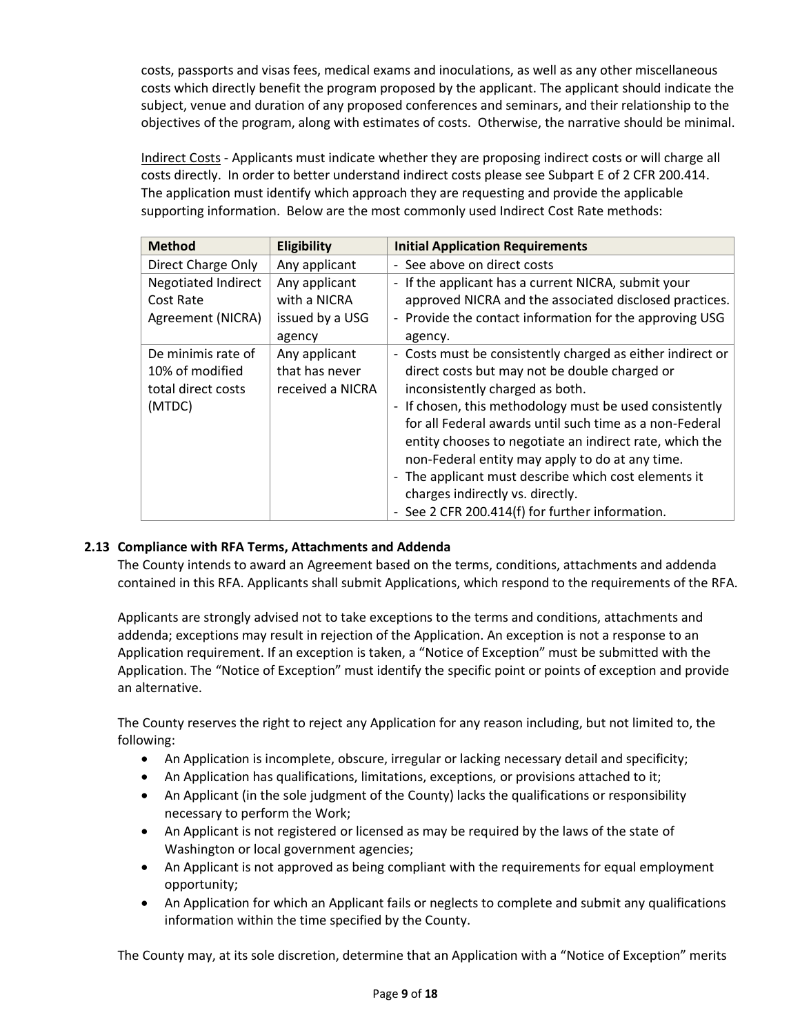costs, passports and visas fees, medical exams and inoculations, as well as any other miscellaneous costs which directly benefit the program proposed by the applicant. The applicant should indicate the subject, venue and duration of any proposed conferences and seminars, and their relationship to the objectives of the program, along with estimates of costs. Otherwise, the narrative should be minimal.

Indirect Costs - Applicants must indicate whether they are proposing indirect costs or will charge all costs directly. In order to better understand indirect costs please see Subpart E of 2 CFR 200.414. The application must identify which approach they are requesting and provide the applicable supporting information. Below are the most commonly used Indirect Cost Rate methods:

| Method | Eligibility | Initial Application Requirements |
|---|---|---|
| Direct Charge Only | Any applicant | - See above on direct costs |
| Negotiated Indirect Cost Rate Agreement (NICRA) | Any applicant with a NICRA issued by a USG agency | - If the applicant has a current NICRA, submit your approved NICRA and the associated disclosed practices.<br>- Provide the contact information for the approving USG agency. |
| De minimis rate of 10% of modified total direct costs (MTDC) | Any applicant that has never received a NICRA | - Costs must be consistently charged as either indirect or direct costs but may not be double charged or inconsistently charged as both.<br>- If chosen, this methodology must be used consistently for all Federal awards until such time as a non-Federal entity chooses to negotiate an indirect rate, which the non-Federal entity may apply to do at any time.<br>- The applicant must describe which cost elements it charges indirectly vs. directly.<br>- See 2 CFR 200.414(f) for further information. |

### 2.13 Compliance with RFA Terms, Attachments and Addenda

The County intends to award an Agreement based on the terms, conditions, attachments and addenda contained in this RFA. Applicants shall submit Applications, which respond to the requirements of the RFA.

Applicants are strongly advised not to take exceptions to the terms and conditions, attachments and addenda; exceptions may result in rejection of the Application. An exception is not a response to an Application requirement. If an exception is taken, a "Notice of Exception" must be submitted with the Application. The "Notice of Exception" must identify the specific point or points of exception and provide an alternative.

The County reserves the right to reject any Application for any reason including, but not limited to, the following:

- An Application is incomplete, obscure, irregular or lacking necessary detail and specificity;
- An Application has qualifications, limitations, exceptions, or provisions attached to it;
- An Applicant (in the sole judgment of the County) lacks the qualifications or responsibility necessary to perform the Work;
- An Applicant is not registered or licensed as may be required by the laws of the state of Washington or local government agencies;
- An Applicant is not approved as being compliant with the requirements for equal employment opportunity;
- An Application for which an Applicant fails or neglects to complete and submit any qualifications information within the time specified by the County.

The County may, at its sole discretion, determine that an Application with a "Notice of Exception" merits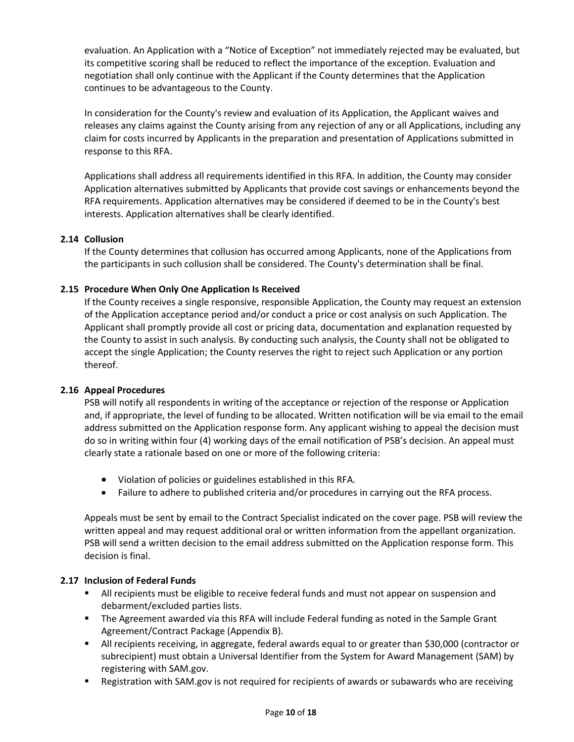evaluation. An Application with a "Notice of Exception" not immediately rejected may be evaluated, but its competitive scoring shall be reduced to reflect the importance of the exception. Evaluation and negotiation shall only continue with the Applicant if the County determines that the Application continues to be advantageous to the County.

In consideration for the County's review and evaluation of its Application, the Applicant waives and releases any claims against the County arising from any rejection of any or all Applications, including any claim for costs incurred by Applicants in the preparation and presentation of Applications submitted in response to this RFA.

Applications shall address all requirements identified in this RFA. In addition, the County may consider Application alternatives submitted by Applicants that provide cost savings or enhancements beyond the RFA requirements. Application alternatives may be considered if deemed to be in the County's best interests. Application alternatives shall be clearly identified.

### 2.14 Collusion

If the County determines that collusion has occurred among Applicants, none of the Applications from the participants in such collusion shall be considered. The County's determination shall be final.

### 2.15 Procedure When Only One Application Is Received

If the County receives a single responsive, responsible Application, the County may request an extension of the Application acceptance period and/or conduct a price or cost analysis on such Application. The Applicant shall promptly provide all cost or pricing data, documentation and explanation requested by the County to assist in such analysis. By conducting such analysis, the County shall not be obligated to accept the single Application; the County reserves the right to reject such Application or any portion thereof.

### 2.16 Appeal Procedures

PSB will notify all respondents in writing of the acceptance or rejection of the response or Application and, if appropriate, the level of funding to be allocated. Written notification will be via email to the email address submitted on the Application response form. Any applicant wishing to appeal the decision must do so in writing within four (4) working days of the email notification of PSB's decision. An appeal must clearly state a rationale based on one or more of the following criteria:

- Violation of policies or guidelines established in this RFA.
- Failure to adhere to published criteria and/or procedures in carrying out the RFA process.

Appeals must be sent by email to the Contract Specialist indicated on the cover page. PSB will review the written appeal and may request additional oral or written information from the appellant organization. PSB will send a written decision to the email address submitted on the Application response form. This decision is final.

### 2.17 Inclusion of Federal Funds

- All recipients must be eligible to receive federal funds and must not appear on suspension and debarment/excluded parties lists.
- The Agreement awarded via this RFA will include Federal funding as noted in the Sample Grant Agreement/Contract Package (Appendix B).
- All recipients receiving, in aggregate, federal awards equal to or greater than $30,000 (contractor or subrecipient) must obtain a Universal Identifier from the System for Award Management (SAM) by registering with SAM.gov.
- Registration with SAM.gov is not required for recipients of awards or subawards who are receiving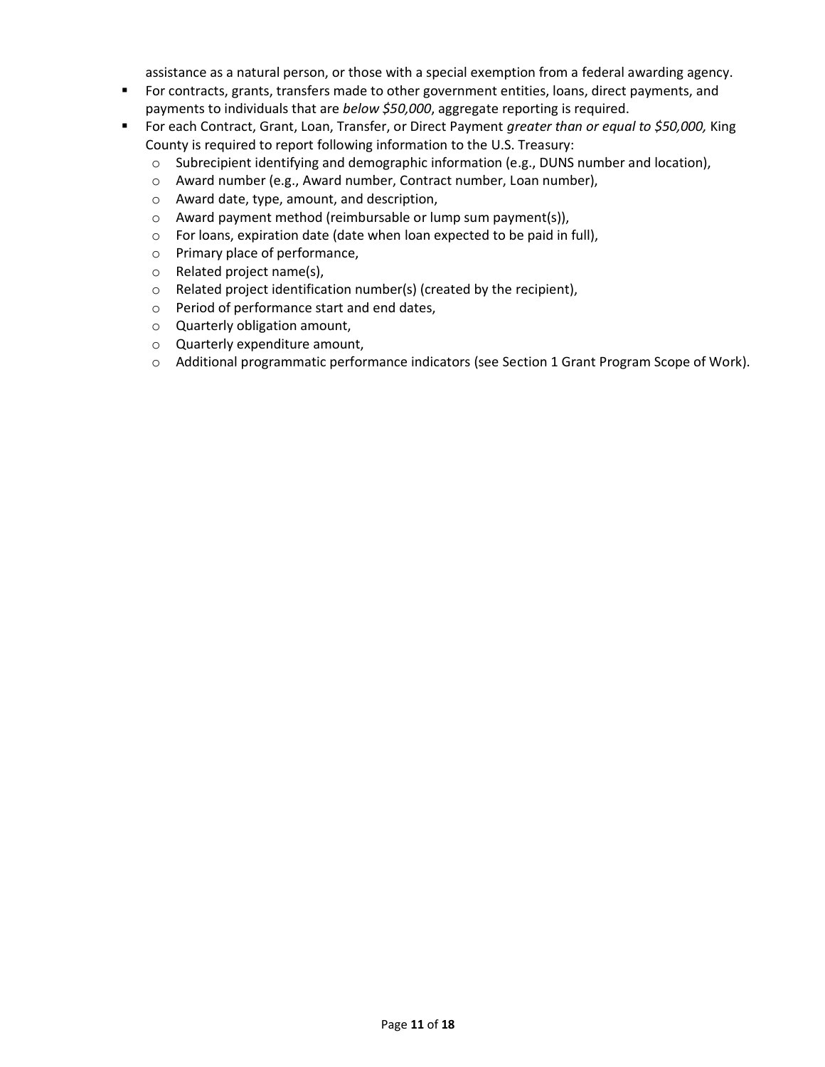assistance as a natural person, or those with a special exemption from a federal awarding agency.

- For contracts, grants, transfers made to other government entities, loans, direct payments, and payments to individuals that are *below $50,000*, aggregate reporting is required.
- For each Contract, Grant, Loan, Transfer, or Direct Payment *greater than or equal to $50,000,* King County is required to report following information to the U.S. Treasury:
  - Subrecipient identifying and demographic information (e.g., DUNS number and location),
  - Award number (e.g., Award number, Contract number, Loan number),
  - Award date, type, amount, and description,
  - Award payment method (reimbursable or lump sum payment(s)),
  - For loans, expiration date (date when loan expected to be paid in full),
  - Primary place of performance,
  - Related project name(s),
  - Related project identification number(s) (created by the recipient),
  - Period of performance start and end dates,
  - Quarterly obligation amount,
  - Quarterly expenditure amount,
  - Additional programmatic performance indicators (see Section 1 Grant Program Scope of Work).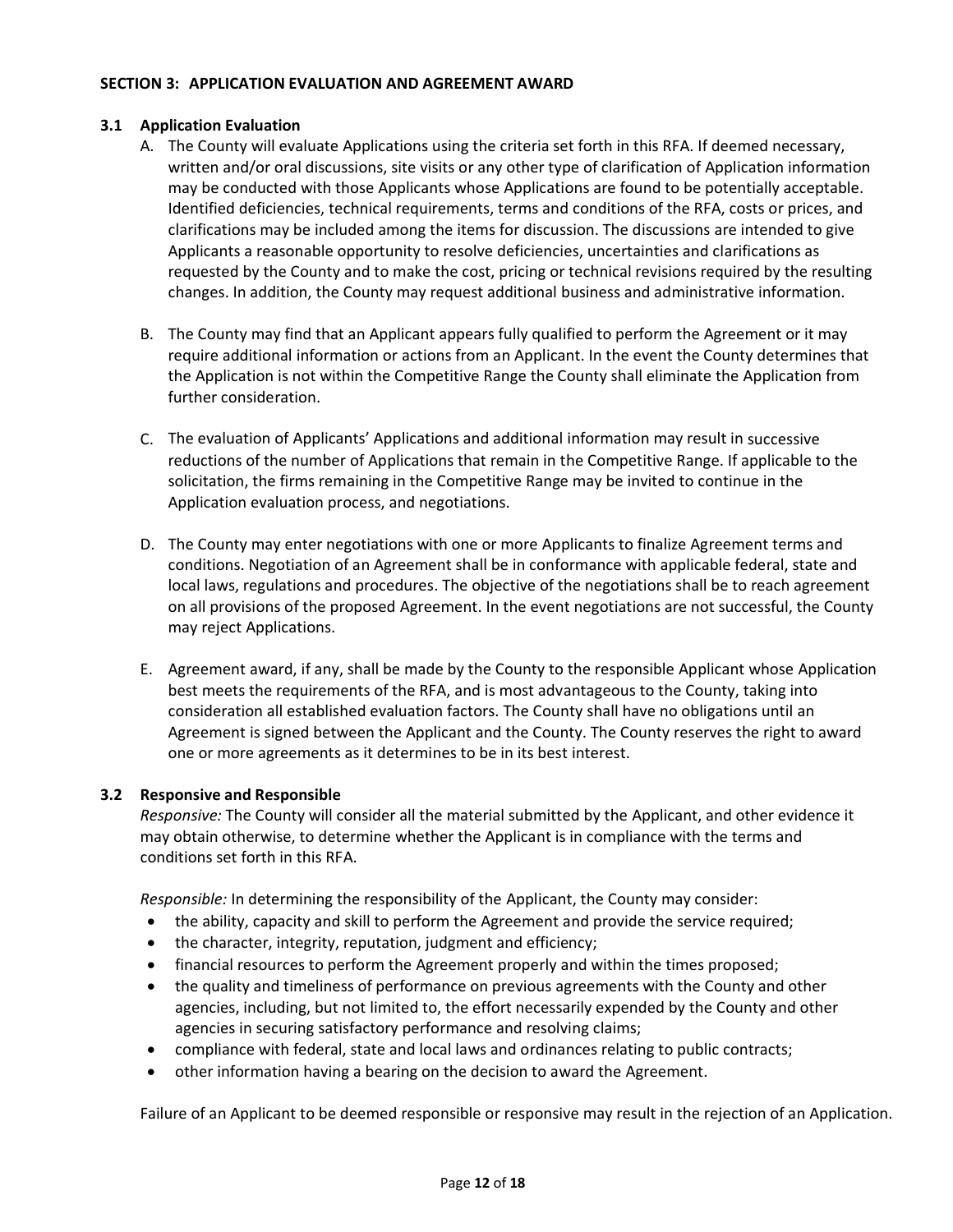## SECTION 3: APPLICATION EVALUATION AND AGREEMENT AWARD

### 3.1 Application Evaluation

A. The County will evaluate Applications using the criteria set forth in this RFA. If deemed necessary, written and/or oral discussions, site visits or any other type of clarification of Application information may be conducted with those Applicants whose Applications are found to be potentially acceptable. Identified deficiencies, technical requirements, terms and conditions of the RFA, costs or prices, and clarifications may be included among the items for discussion. The discussions are intended to give Applicants a reasonable opportunity to resolve deficiencies, uncertainties and clarifications as requested by the County and to make the cost, pricing or technical revisions required by the resulting changes. In addition, the County may request additional business and administrative information.

B. The County may find that an Applicant appears fully qualified to perform the Agreement or it may require additional information or actions from an Applicant. In the event the County determines that the Application is not within the Competitive Range the County shall eliminate the Application from further consideration.

C. The evaluation of Applicants' Applications and additional information may result in successive reductions of the number of Applications that remain in the Competitive Range. If applicable to the solicitation, the firms remaining in the Competitive Range may be invited to continue in the Application evaluation process, and negotiations.

D. The County may enter negotiations with one or more Applicants to finalize Agreement terms and conditions. Negotiation of an Agreement shall be in conformance with applicable federal, state and local laws, regulations and procedures. The objective of the negotiations shall be to reach agreement on all provisions of the proposed Agreement. In the event negotiations are not successful, the County may reject Applications.

E. Agreement award, if any, shall be made by the County to the responsible Applicant whose Application best meets the requirements of the RFA, and is most advantageous to the County, taking into consideration all established evaluation factors. The County shall have no obligations until an Agreement is signed between the Applicant and the County. The County reserves the right to award one or more agreements as it determines to be in its best interest.

### 3.2 Responsive and Responsible

*Responsive:* The County will consider all the material submitted by the Applicant, and other evidence it may obtain otherwise, to determine whether the Applicant is in compliance with the terms and conditions set forth in this RFA.

*Responsible:* In determining the responsibility of the Applicant, the County may consider:

- the ability, capacity and skill to perform the Agreement and provide the service required;
- the character, integrity, reputation, judgment and efficiency;
- financial resources to perform the Agreement properly and within the times proposed;
- the quality and timeliness of performance on previous agreements with the County and other agencies, including, but not limited to, the effort necessarily expended by the County and other agencies in securing satisfactory performance and resolving claims;
- compliance with federal, state and local laws and ordinances relating to public contracts;
- other information having a bearing on the decision to award the Agreement.

Failure of an Applicant to be deemed responsible or responsive may result in the rejection of an Application.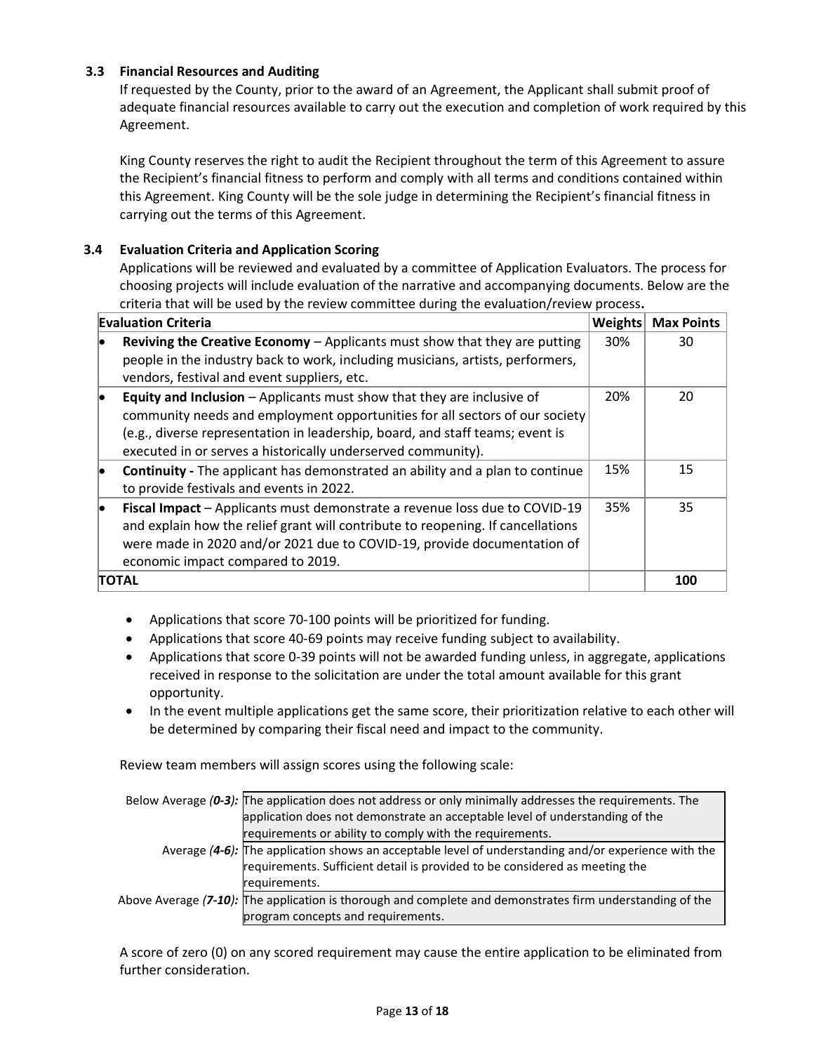### 3.3 Financial Resources and Auditing

If requested by the County, prior to the award of an Agreement, the Applicant shall submit proof of adequate financial resources available to carry out the execution and completion of work required by this Agreement.

King County reserves the right to audit the Recipient throughout the term of this Agreement to assure the Recipient's financial fitness to perform and comply with all terms and conditions contained within this Agreement. King County will be the sole judge in determining the Recipient's financial fitness in carrying out the terms of this Agreement.

### 3.4 Evaluation Criteria and Application Scoring

Applications will be reviewed and evaluated by a committee of Application Evaluators. The process for choosing projects will include evaluation of the narrative and accompanying documents. Below are the criteria that will be used by the review committee during the evaluation/review process**.**

| Evaluation Criteria | Weights | Max Points |
|---|---|---|
| • **Reviving the Creative Economy** – Applicants must show that they are putting people in the industry back to work, including musicians, artists, performers, vendors, festival and event suppliers, etc. | 30% | 30 |
| • **Equity and Inclusion** – Applicants must show that they are inclusive of community needs and employment opportunities for all sectors of our society (e.g., diverse representation in leadership, board, and staff teams; event is executed in or serves a historically underserved community). | 20% | 20 |
| • **Continuity -** The applicant has demonstrated an ability and a plan to continue to provide festivals and events in 2022. | 15% | 15 |
| • **Fiscal Impact** – Applicants must demonstrate a revenue loss due to COVID-19 and explain how the relief grant will contribute to reopening. If cancellations were made in 2020 and/or 2021 due to COVID-19, provide documentation of economic impact compared to 2019. | 35% | 35 |
| **TOTAL** | | **100** |

- Applications that score 70-100 points will be prioritized for funding.
- Applications that score 40-69 points may receive funding subject to availability.
- Applications that score 0-39 points will not be awarded funding unless, in aggregate, applications received in response to the solicitation are under the total amount available for this grant opportunity.
- In the event multiple applications get the same score, their prioritization relative to each other will be determined by comparing their fiscal need and impact to the community.

Review team members will assign scores using the following scale:

| | |
|---|---|
| Below Average ***(0-3):*** | The application does not address or only minimally addresses the requirements. The application does not demonstrate an acceptable level of understanding of the requirements or ability to comply with the requirements. |
| Average ***(4-6):*** | The application shows an acceptable level of understanding and/or experience with the requirements. Sufficient detail is provided to be considered as meeting the requirements. |
| Above Average ***(7-10):*** | The application is thorough and complete and demonstrates firm understanding of the program concepts and requirements. |

A score of zero (0) on any scored requirement may cause the entire application to be eliminated from further consideration.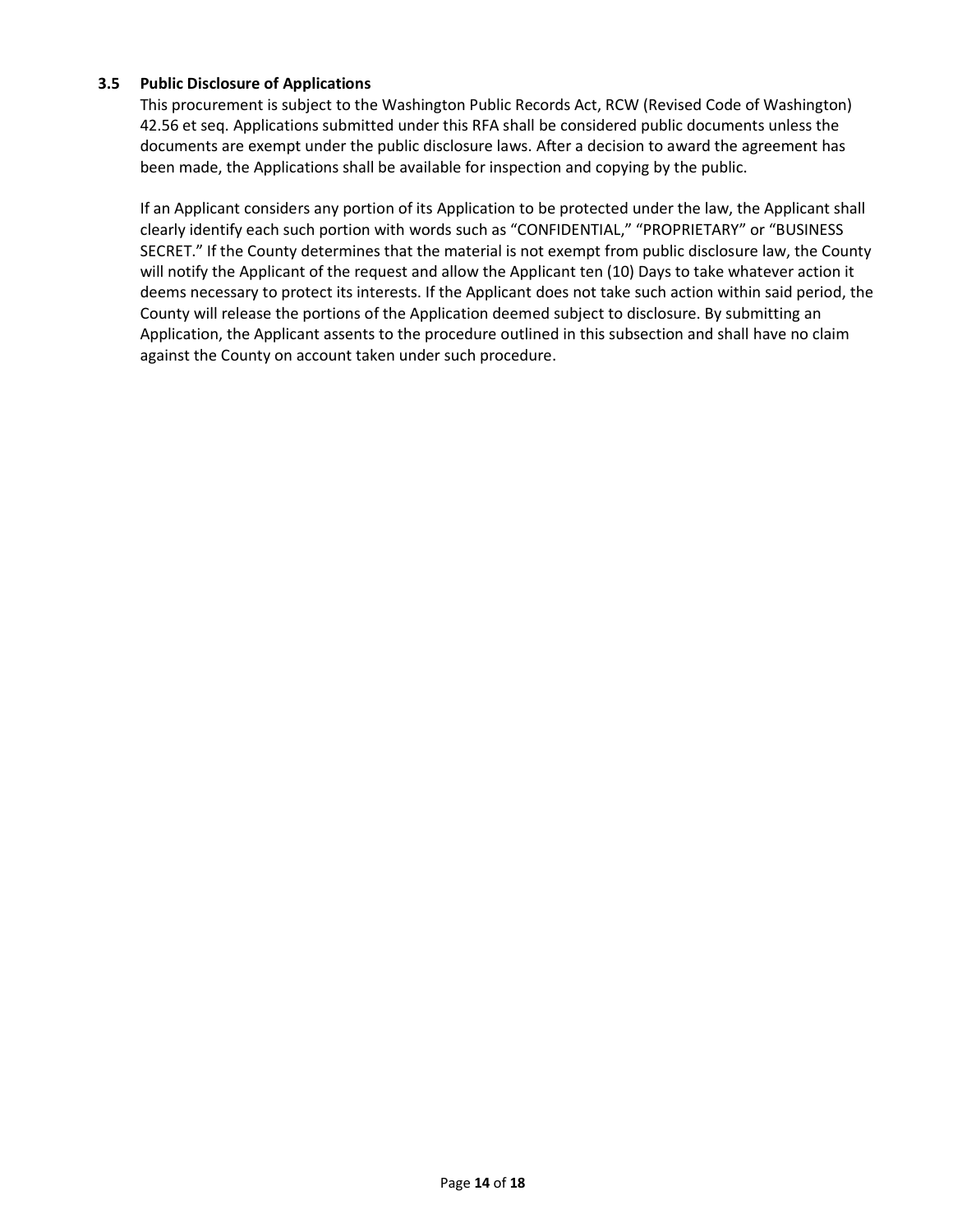### 3.5 Public Disclosure of Applications

This procurement is subject to the Washington Public Records Act, RCW (Revised Code of Washington) 42.56 et seq. Applications submitted under this RFA shall be considered public documents unless the documents are exempt under the public disclosure laws. After a decision to award the agreement has been made, the Applications shall be available for inspection and copying by the public.

If an Applicant considers any portion of its Application to be protected under the law, the Applicant shall clearly identify each such portion with words such as "CONFIDENTIAL," "PROPRIETARY" or "BUSINESS SECRET." If the County determines that the material is not exempt from public disclosure law, the County will notify the Applicant of the request and allow the Applicant ten (10) Days to take whatever action it deems necessary to protect its interests. If the Applicant does not take such action within said period, the County will release the portions of the Application deemed subject to disclosure. By submitting an Application, the Applicant assents to the procedure outlined in this subsection and shall have no claim against the County on account taken under such procedure.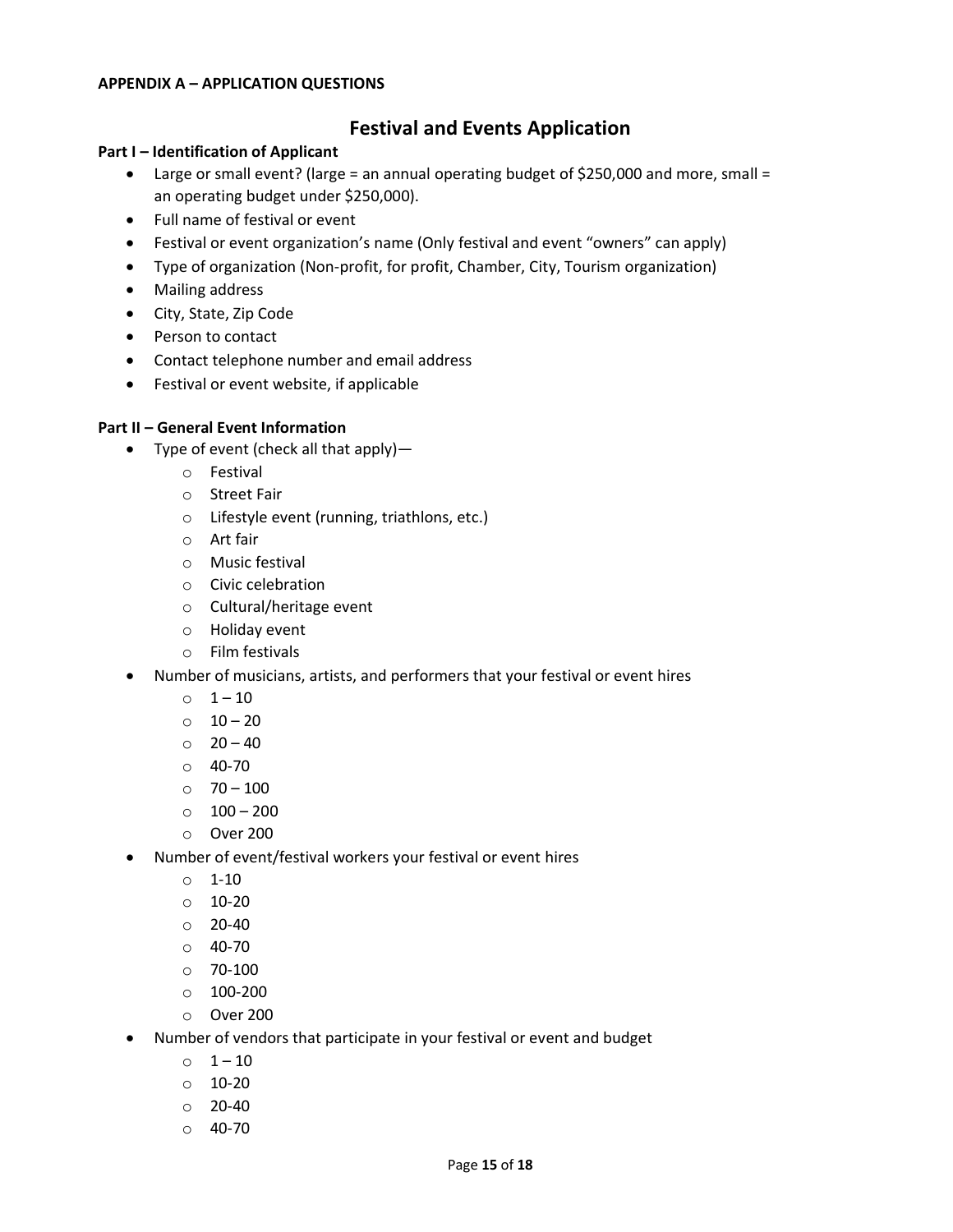**APPENDIX A – APPLICATION QUESTIONS**

# Festival and Events Application

**Part I – Identification of Applicant**

- Large or small event? (large = an annual operating budget of $250,000 and more, small = an operating budget under $250,000).
- Full name of festival or event
- Festival or event organization's name (Only festival and event "owners" can apply)
- Type of organization (Non-profit, for profit, Chamber, City, Tourism organization)
- Mailing address
- City, State, Zip Code
- Person to contact
- Contact telephone number and email address
- Festival or event website, if applicable

**Part II – General Event Information**

- Type of event (check all that apply)—
  - Festival
  - Street Fair
  - Lifestyle event (running, triathlons, etc.)
  - Art fair
  - Music festival
  - Civic celebration
  - Cultural/heritage event
  - Holiday event
  - Film festivals
- Number of musicians, artists, and performers that your festival or event hires
  - 1 – 10
  - 10 – 20
  - 20 – 40
  - 40-70
  - 70 – 100
  - 100 – 200
  - Over 200
- Number of event/festival workers your festival or event hires
  - 1-10
  - 10-20
  - 20-40
  - 40-70
  - 70-100
  - 100-200
  - Over 200
- Number of vendors that participate in your festival or event and budget
  - 1 – 10
  - 10-20
  - 20-40
  - 40-70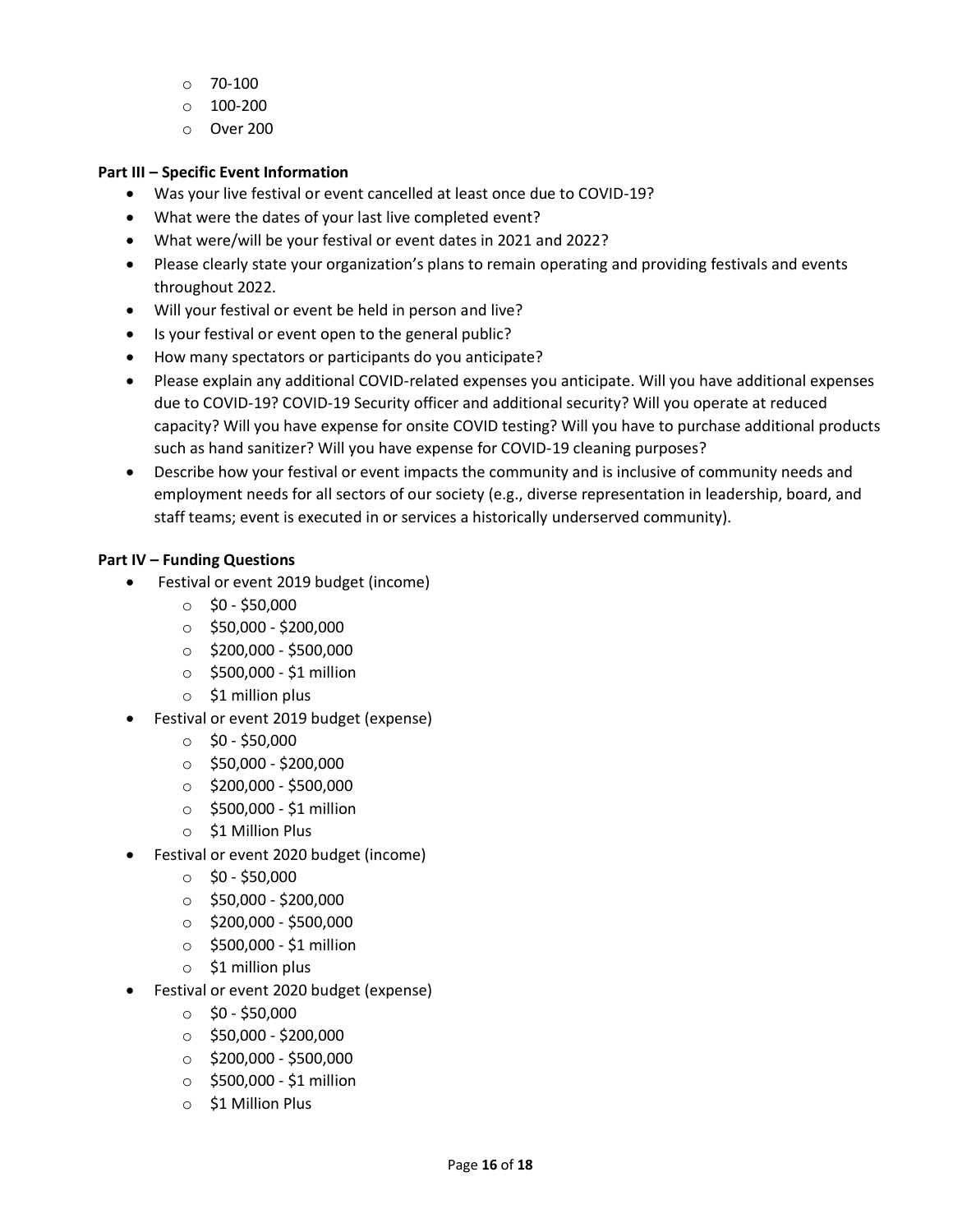- 70-100
  - 100-200
  - Over 200

**Part III – Specific Event Information**

- Was your live festival or event cancelled at least once due to COVID-19?
- What were the dates of your last live completed event?
- What were/will be your festival or event dates in 2021 and 2022?
- Please clearly state your organization's plans to remain operating and providing festivals and events throughout 2022.
- Will your festival or event be held in person and live?
- Is your festival or event open to the general public?
- How many spectators or participants do you anticipate?
- Please explain any additional COVID-related expenses you anticipate. Will you have additional expenses due to COVID-19? COVID-19 Security officer and additional security? Will you operate at reduced capacity? Will you have expense for onsite COVID testing? Will you have to purchase additional products such as hand sanitizer? Will you have expense for COVID-19 cleaning purposes?
- Describe how your festival or event impacts the community and is inclusive of community needs and employment needs for all sectors of our society (e.g., diverse representation in leadership, board, and staff teams; event is executed in or services a historically underserved community).

**Part IV – Funding Questions**

- Festival or event 2019 budget (income)
  - $0 - $50,000
  - $50,000 - $200,000
  - $200,000 - $500,000
  - $500,000 - $1 million
  - $1 million plus
- Festival or event 2019 budget (expense)
  - $0 - $50,000
  - $50,000 - $200,000
  - $200,000 - $500,000
  - $500,000 - $1 million
  - $1 Million Plus
- Festival or event 2020 budget (income)
  - $0 - $50,000
  - $50,000 - $200,000
  - $200,000 - $500,000
  - $500,000 - $1 million
  - $1 million plus
- Festival or event 2020 budget (expense)
  - $0 - $50,000
  - $50,000 - $200,000
  - $200,000 - $500,000
  - $500,000 - $1 million
  - $1 Million Plus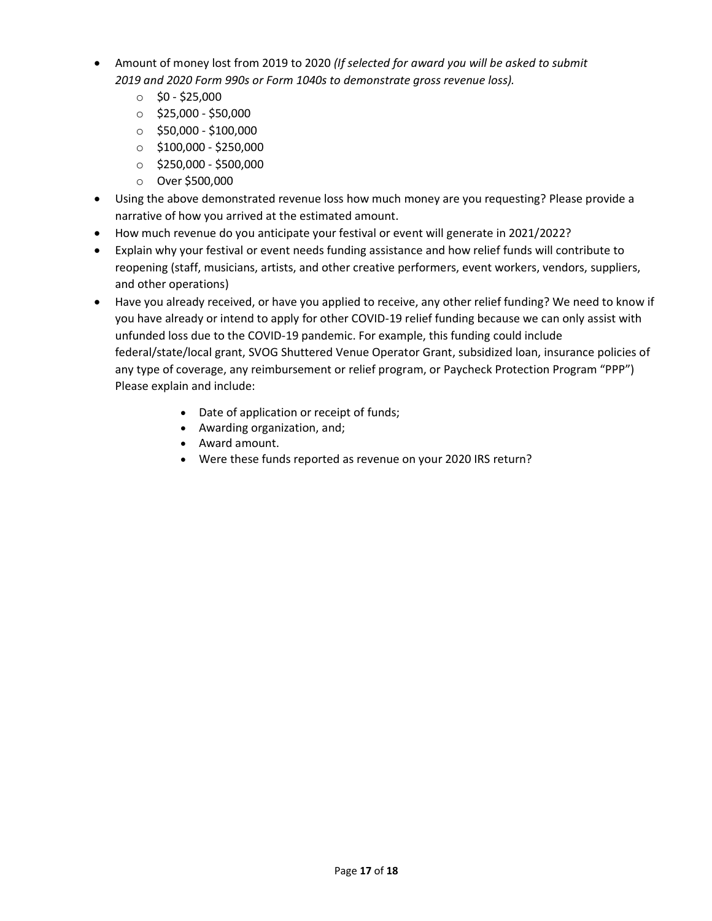- Amount of money lost from 2019 to 2020 *(If selected for award you will be asked to submit 2019 and 2020 Form 990s or Form 1040s to demonstrate gross revenue loss).*
  - $0 - $25,000
  - $25,000 - $50,000
  - $50,000 - $100,000
  - $100,000 - $250,000
  - $250,000 - $500,000
  - Over $500,000
- Using the above demonstrated revenue loss how much money are you requesting? Please provide a narrative of how you arrived at the estimated amount.
- How much revenue do you anticipate your festival or event will generate in 2021/2022?
- Explain why your festival or event needs funding assistance and how relief funds will contribute to reopening (staff, musicians, artists, and other creative performers, event workers, vendors, suppliers, and other operations)
- Have you already received, or have you applied to receive, any other relief funding? We need to know if you have already or intend to apply for other COVID-19 relief funding because we can only assist with unfunded loss due to the COVID-19 pandemic. For example, this funding could include federal/state/local grant, SVOG Shuttered Venue Operator Grant, subsidized loan, insurance policies of any type of coverage, any reimbursement or relief program, or Paycheck Protection Program "PPP") Please explain and include:
  - Date of application or receipt of funds;
  - Awarding organization, and;
  - Award amount.
  - Were these funds reported as revenue on your 2020 IRS return?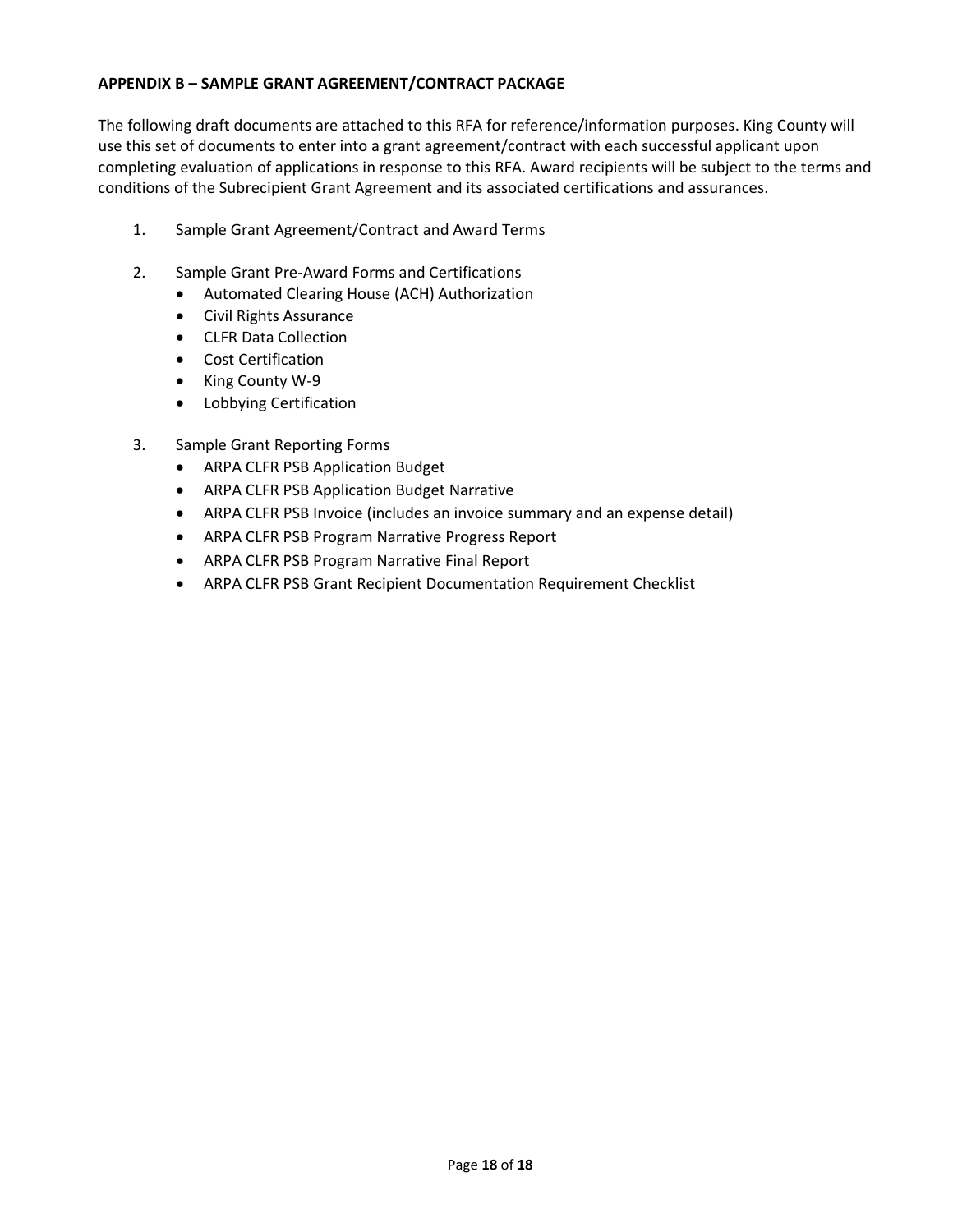**APPENDIX B – SAMPLE GRANT AGREEMENT/CONTRACT PACKAGE**

The following draft documents are attached to this RFA for reference/information purposes. King County will use this set of documents to enter into a grant agreement/contract with each successful applicant upon completing evaluation of applications in response to this RFA. Award recipients will be subject to the terms and conditions of the Subrecipient Grant Agreement and its associated certifications and assurances.

1. Sample Grant Agreement/Contract and Award Terms

2. Sample Grant Pre-Award Forms and Certifications
   - Automated Clearing House (ACH) Authorization
   - Civil Rights Assurance
   - CLFR Data Collection
   - Cost Certification
   - King County W-9
   - Lobbying Certification

3. Sample Grant Reporting Forms
   - ARPA CLFR PSB Application Budget
   - ARPA CLFR PSB Application Budget Narrative
   - ARPA CLFR PSB Invoice (includes an invoice summary and an expense detail)
   - ARPA CLFR PSB Program Narrative Progress Report
   - ARPA CLFR PSB Program Narrative Final Report
   - ARPA CLFR PSB Grant Recipient Documentation Requirement Checklist